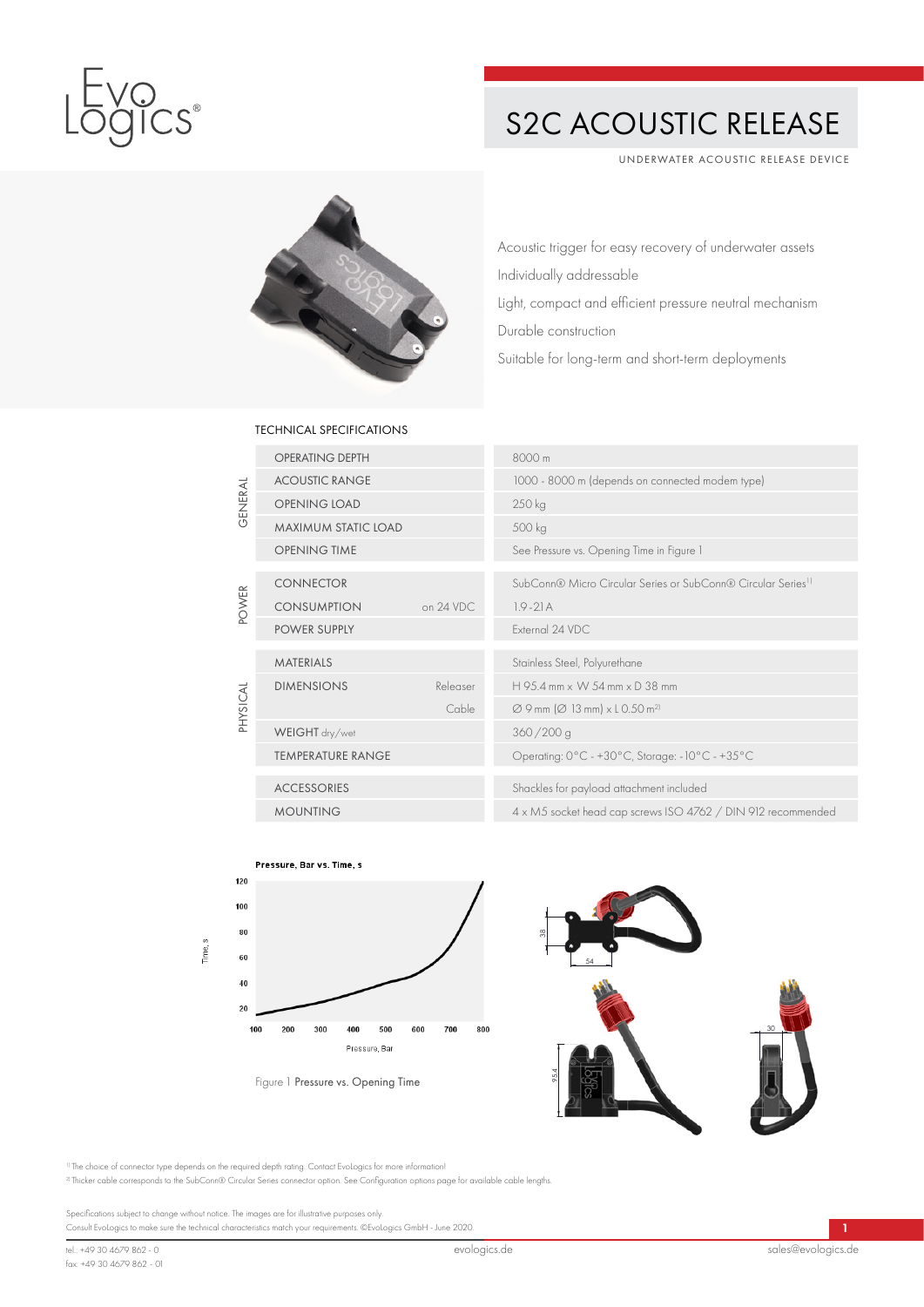# S2C ACOUSTIC RELEASE

UNDERWATER ACOUSTIC RELEASE DEVICE

- Acoustic trigger for easy recovery of underwater assets
- Individually addressable
- Light, compact and efficient pressure neutral mechanism
- Durable construction
- Suitable for long-term and short-term deployments

## TECHNICAL SPECIFICATIONS

| | | | |
|---|---|---|---|
| GENERAL | OPERATING DEPTH | | 8000 m |
| | ACOUSTIC RANGE | | 1000 - 8000 m (depends on connected modem type) |
| | OPENING LOAD | | 250 kg |
| | MAXIMUM STATIC LOAD | | 500 kg |
| | OPENING TIME | | See Pressure vs. Opening Time in Figure 1 |
| POWER | CONNECTOR | | SubConn® Micro Circular Series or SubConn® Circular Series[1] |
| | CONSUMPTION | on 24 VDC | 1.9 - 2.1 A |
| | POWER SUPPLY | | External 24 VDC |
| PHYSICAL | MATERIALS | | Stainless Steel, Polyurethane |
| | DIMENSIONS | Releaser | H 95.4 mm x W 54 mm x D 38 mm |
| | | Cable | Ø 9 mm (Ø 13 mm) x L 0.50 m[2] |
| | WEIGHT dry/wet | | 360 / 200 g |
| | TEMPERATURE RANGE | | Operating: 0°C - +30°C, Storage: -10°C - +35°C |
| | ACCESSORIES | | Shackles for payload attachment included |
| | MOUNTING | | 4 x M5 socket head cap screws ISO 4762 / DIN 912 recommended |

Figure 1 Pressure vs. Opening Time

[1] The choice of connector type depends on the required depth rating. Contact EvoLogics for more information!

[2] Thicker cable corresponds to the SubConn® Circular Series connector option. See Configuration options page for available cable lengths.

Specifications subject to change without notice. The images are for illustrative purposes only.
Consult EvoLogics to make sure the technical characteristics match your requirements. ©EvoLogics GmbH - June 2020.

tel.: +49 30 4679 862 - 0
fax: +49 30 4679 862 - 01

evologics.de

sales@evologics.de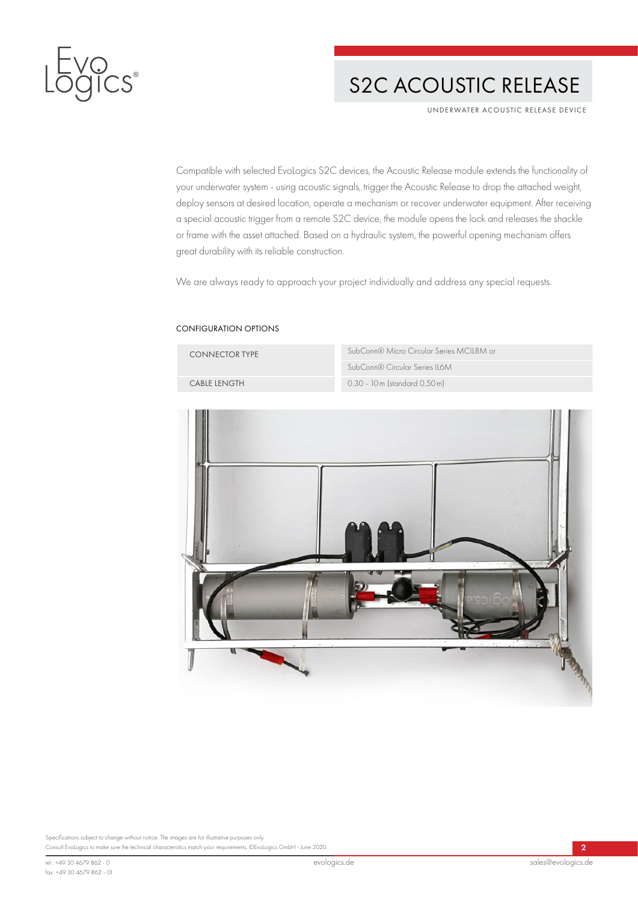# S2C ACOUSTIC RELEASE

UNDERWATER ACOUSTIC RELEASE DEVICE

Compatible with selected EvoLogics S2C devices, the Acoustic Release module extends the functionality of your underwater system - using acoustic signals, trigger the Acoustic Release to drop the attached weight, deploy sensors at desired location, operate a mechanism or recover underwater equipment. After receiving a special acoustic trigger from a remote S2C device, the module opens the lock and releases the shackle or frame with the asset attached. Based on a hydraulic system, the powerful opening mechanism offers great durability with its reliable construction.

We are always ready to approach your project individually and address any special requests.

CONFIGURATION OPTIONS

| | |
|---|---|
| CONNECTOR TYPE | SubConn® Micro Circular Series MCIL8M or |
| | SubConn® Circular Series IL6M |
| CABLE LENGTH | 0.30 - 10 m (standard 0.50 m) |

Specifications subject to change without notice. The images are for illustrative purposes only.
Consult EvoLogics to make sure the technical characteristics match your requirements. ©EvoLogics GmbH - June 2020.

tel.: +49 30 4679 862 - 0
fax: +49 30 4679 862 - 01

evologics.de

sales@evologics.de